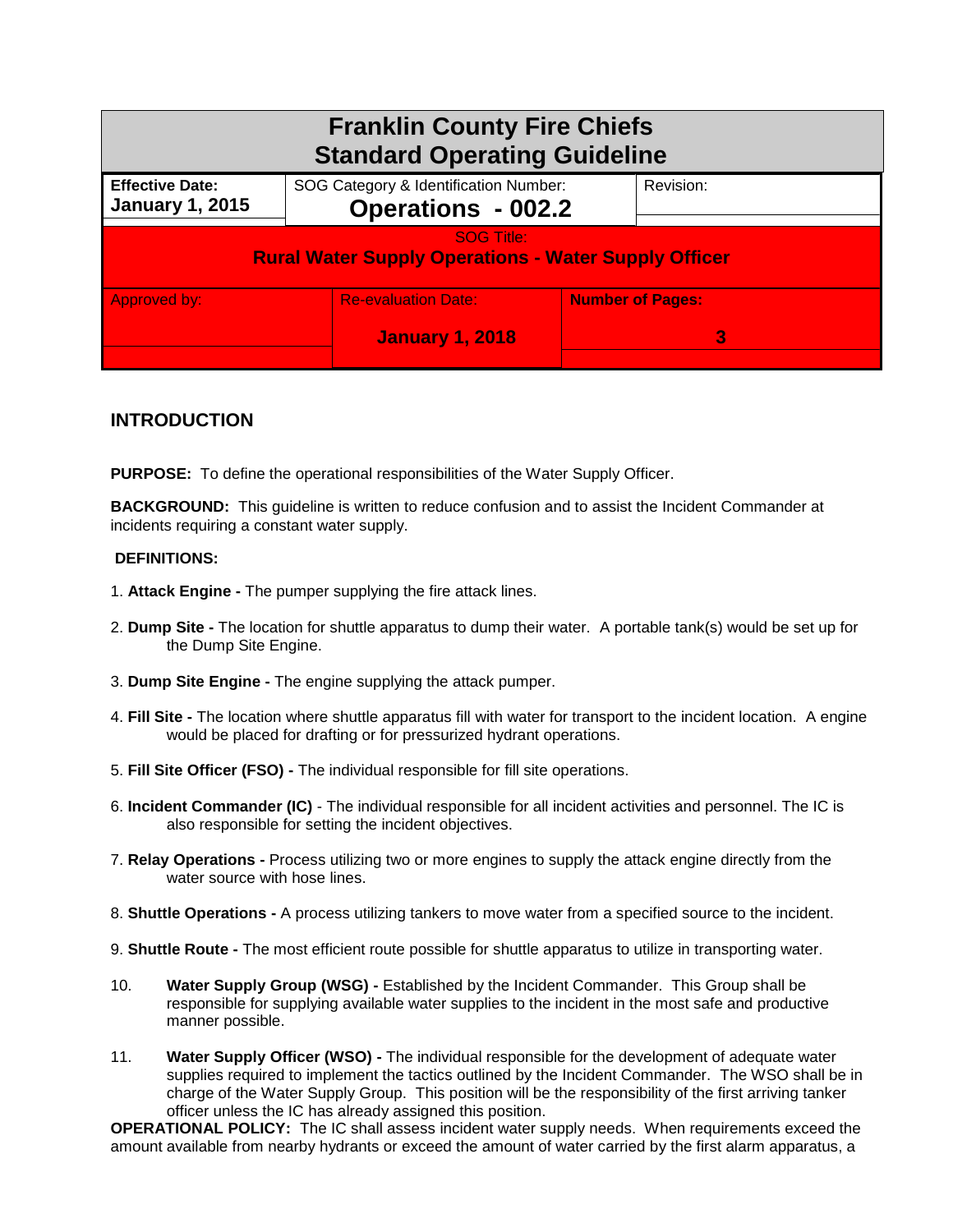# Franklin County Fire Chiefs
# Standard Operating Guideline

| Effective Date: January 1, 2015 | SOG Category & Identification Number: **Operations - 002.2** | Revision: |
|---|---|---|
| SOG Title: **Rural Water Supply Operations - Water Supply Officer** | | |
| Approved by: | Re-evaluation Date: **January 1, 2018** | **Number of Pages:** **3** |

## INTRODUCTION

**PURPOSE:** To define the operational responsibilities of the Water Supply Officer.

**BACKGROUND:** This guideline is written to reduce confusion and to assist the Incident Commander at incidents requiring a constant water supply.

**DEFINITIONS:**

1. **Attack Engine -** The pumper supplying the fire attack lines.

2. **Dump Site -** The location for shuttle apparatus to dump their water. A portable tank(s) would be set up for the Dump Site Engine.

3. **Dump Site Engine -** The engine supplying the attack pumper.

4. **Fill Site -** The location where shuttle apparatus fill with water for transport to the incident location. A engine would be placed for drafting or for pressurized hydrant operations.

5. **Fill Site Officer (FSO) -** The individual responsible for fill site operations.

6. **Incident Commander (IC)** - The individual responsible for all incident activities and personnel. The IC is also responsible for setting the incident objectives.

7. **Relay Operations -** Process utilizing two or more engines to supply the attack engine directly from the water source with hose lines.

8. **Shuttle Operations -** A process utilizing tankers to move water from a specified source to the incident.

9. **Shuttle Route -** The most efficient route possible for shuttle apparatus to utilize in transporting water.

10. **Water Supply Group (WSG) -** Established by the Incident Commander. This Group shall be responsible for supplying available water supplies to the incident in the most safe and productive manner possible.

11. **Water Supply Officer (WSO) -** The individual responsible for the development of adequate water supplies required to implement the tactics outlined by the Incident Commander. The WSO shall be in charge of the Water Supply Group. This position will be the responsibility of the first arriving tanker officer unless the IC has already assigned this position.

**OPERATIONAL POLICY:** The IC shall assess incident water supply needs. When requirements exceed the amount available from nearby hydrants or exceed the amount of water carried by the first alarm apparatus, a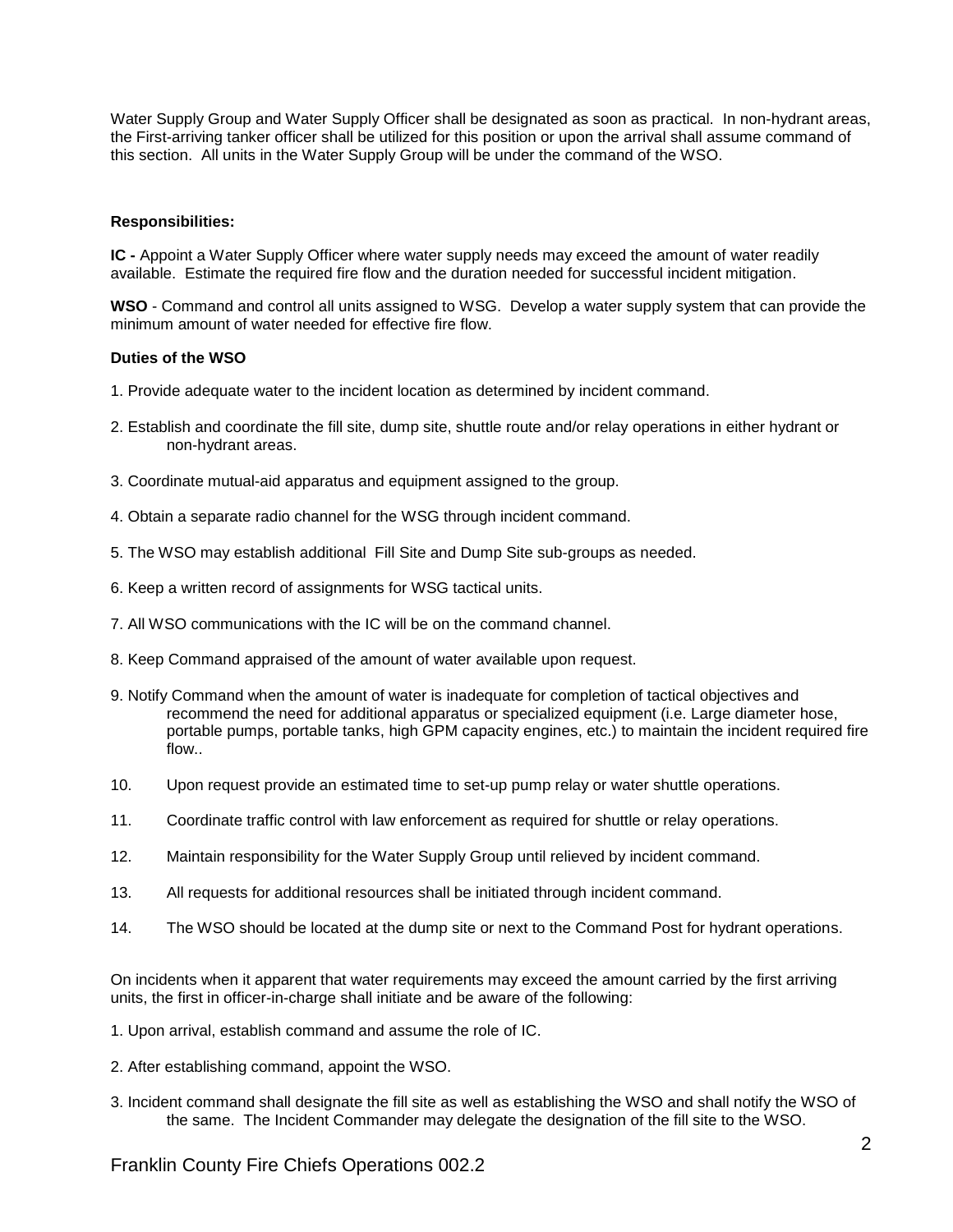Water Supply Group and Water Supply Officer shall be designated as soon as practical. In non-hydrant areas, the First-arriving tanker officer shall be utilized for this position or upon the arrival shall assume command of this section. All units in the Water Supply Group will be under the command of the WSO.

**Responsibilities:**

**IC -** Appoint a Water Supply Officer where water supply needs may exceed the amount of water readily available. Estimate the required fire flow and the duration needed for successful incident mitigation.

**WSO** - Command and control all units assigned to WSG. Develop a water supply system that can provide the minimum amount of water needed for effective fire flow.

**Duties of the WSO**

1. Provide adequate water to the incident location as determined by incident command.
2. Establish and coordinate the fill site, dump site, shuttle route and/or relay operations in either hydrant or non-hydrant areas.
3. Coordinate mutual-aid apparatus and equipment assigned to the group.
4. Obtain a separate radio channel for the WSG through incident command.
5. The WSO may establish additional Fill Site and Dump Site sub-groups as needed.
6. Keep a written record of assignments for WSG tactical units.
7. All WSO communications with the IC will be on the command channel.
8. Keep Command appraised of the amount of water available upon request.
9. Notify Command when the amount of water is inadequate for completion of tactical objectives and recommend the need for additional apparatus or specialized equipment (i.e. Large diameter hose, portable pumps, portable tanks, high GPM capacity engines, etc.) to maintain the incident required fire flow..
10. Upon request provide an estimated time to set-up pump relay or water shuttle operations.
11. Coordinate traffic control with law enforcement as required for shuttle or relay operations.
12. Maintain responsibility for the Water Supply Group until relieved by incident command.
13. All requests for additional resources shall be initiated through incident command.
14. The WSO should be located at the dump site or next to the Command Post for hydrant operations.

On incidents when it apparent that water requirements may exceed the amount carried by the first arriving units, the first in officer-in-charge shall initiate and be aware of the following:

1. Upon arrival, establish command and assume the role of IC.
2. After establishing command, appoint the WSO.
3. Incident command shall designate the fill site as well as establishing the WSO and shall notify the WSO of the same. The Incident Commander may delegate the designation of the fill site to the WSO.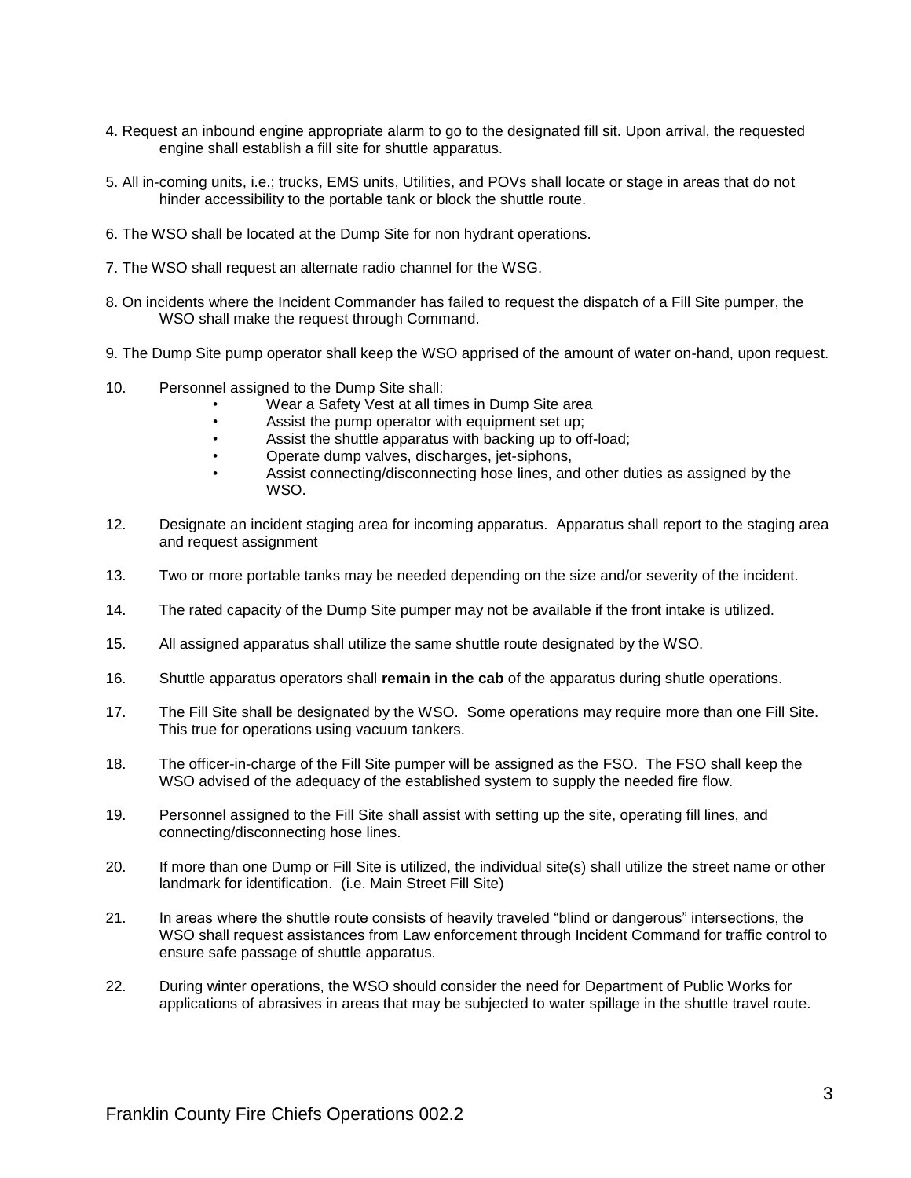4. Request an inbound engine appropriate alarm to go to the designated fill sit. Upon arrival, the requested engine shall establish a fill site for shuttle apparatus.

5. All in-coming units, i.e.; trucks, EMS units, Utilities, and POVs shall locate or stage in areas that do not hinder accessibility to the portable tank or block the shuttle route.

6. The WSO shall be located at the Dump Site for non hydrant operations.

7. The WSO shall request an alternate radio channel for the WSG.

8. On incidents where the Incident Commander has failed to request the dispatch of a Fill Site pumper, the WSO shall make the request through Command.

9. The Dump Site pump operator shall keep the WSO apprised of the amount of water on-hand, upon request.

10. Personnel assigned to the Dump Site shall:
    - Wear a Safety Vest at all times in Dump Site area
    - Assist the pump operator with equipment set up;
    - Assist the shuttle apparatus with backing up to off-load;
    - Operate dump valves, discharges, jet-siphons,
    - Assist connecting/disconnecting hose lines, and other duties as assigned by the WSO.

12. Designate an incident staging area for incoming apparatus. Apparatus shall report to the staging area and request assignment

13. Two or more portable tanks may be needed depending on the size and/or severity of the incident.

14. The rated capacity of the Dump Site pumper may not be available if the front intake is utilized.

15. All assigned apparatus shall utilize the same shuttle route designated by the WSO.

16. Shuttle apparatus operators shall **remain in the cab** of the apparatus during shutle operations.

17. The Fill Site shall be designated by the WSO. Some operations may require more than one Fill Site. This true for operations using vacuum tankers.

18. The officer-in-charge of the Fill Site pumper will be assigned as the FSO. The FSO shall keep the WSO advised of the adequacy of the established system to supply the needed fire flow.

19. Personnel assigned to the Fill Site shall assist with setting up the site, operating fill lines, and connecting/disconnecting hose lines.

20. If more than one Dump or Fill Site is utilized, the individual site(s) shall utilize the street name or other landmark for identification. (i.e. Main Street Fill Site)

21. In areas where the shuttle route consists of heavily traveled "blind or dangerous" intersections, the WSO shall request assistances from Law enforcement through Incident Command for traffic control to ensure safe passage of shuttle apparatus.

22. During winter operations, the WSO should consider the need for Department of Public Works for applications of abrasives in areas that may be subjected to water spillage in the shuttle travel route.